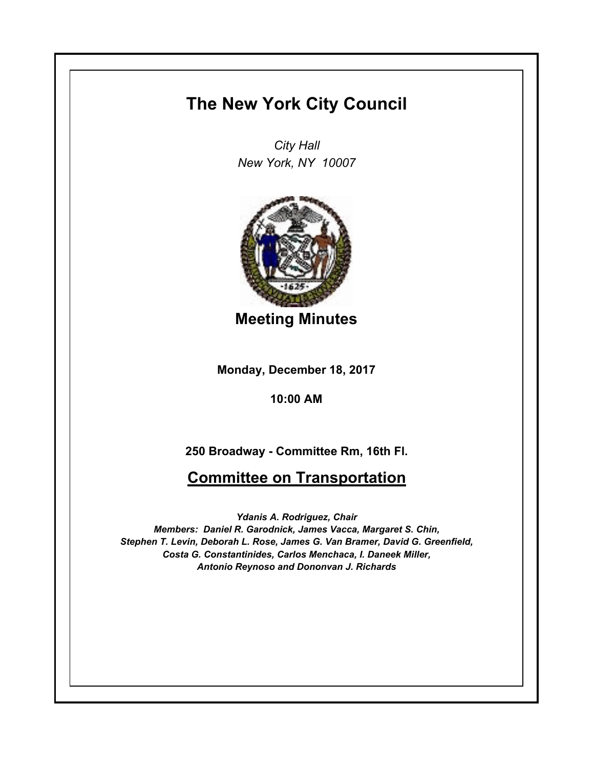# The New York City Council

*City Hall*
*New York, NY 10007*

## Meeting Minutes

**Monday, December 18, 2017**

**10:00 AM**

**250 Broadway - Committee Rm, 16th Fl.**

## Committee on Transportation

***Ydanis A. Rodriguez, Chair***
***Members: Daniel R. Garodnick, James Vacca, Margaret S. Chin, Stephen T. Levin, Deborah L. Rose, James G. Van Bramer, David G. Greenfield, Costa G. Constantinides, Carlos Menchaca, I. Daneek Miller, Antonio Reynoso and Dononvan J. Richards***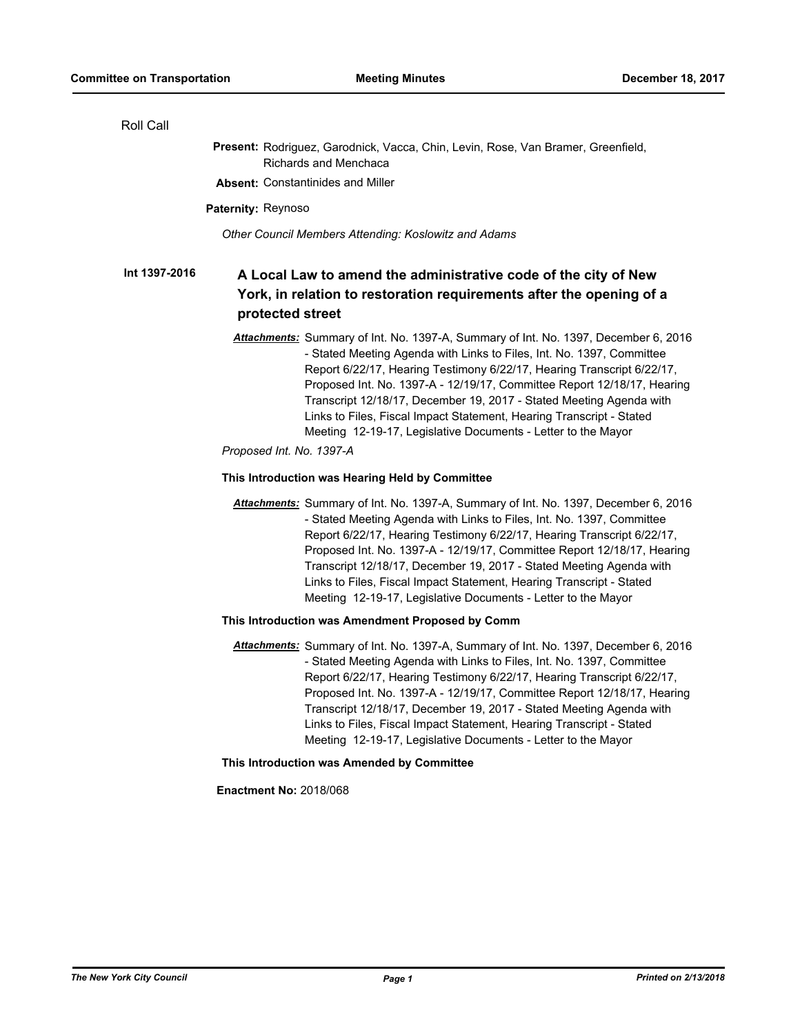Roll Call

**Present:** Rodriguez, Garodnick, Vacca, Chin, Levin, Rose, Van Bramer, Greenfield, Richards and Menchaca

**Absent:** Constantinides and Miller

**Paternity:** Reynoso

*Other Council Members Attending: Koslowitz and Adams*

## Int 1397-2016 A Local Law to amend the administrative code of the city of New York, in relation to restoration requirements after the opening of a protected street

***Attachments:*** Summary of Int. No. 1397-A, Summary of Int. No. 1397, December 6, 2016 - Stated Meeting Agenda with Links to Files, Int. No. 1397, Committee Report 6/22/17, Hearing Testimony 6/22/17, Hearing Transcript 6/22/17, Proposed Int. No. 1397-A - 12/19/17, Committee Report 12/18/17, Hearing Transcript 12/18/17, December 19, 2017 - Stated Meeting Agenda with Links to Files, Fiscal Impact Statement, Hearing Transcript - Stated Meeting 12-19-17, Legislative Documents - Letter to the Mayor

*Proposed Int. No. 1397-A*

**This Introduction was Hearing Held by Committee**

***Attachments:*** Summary of Int. No. 1397-A, Summary of Int. No. 1397, December 6, 2016 - Stated Meeting Agenda with Links to Files, Int. No. 1397, Committee Report 6/22/17, Hearing Testimony 6/22/17, Hearing Transcript 6/22/17, Proposed Int. No. 1397-A - 12/19/17, Committee Report 12/18/17, Hearing Transcript 12/18/17, December 19, 2017 - Stated Meeting Agenda with Links to Files, Fiscal Impact Statement, Hearing Transcript - Stated Meeting 12-19-17, Legislative Documents - Letter to the Mayor

**This Introduction was Amendment Proposed by Comm**

***Attachments:*** Summary of Int. No. 1397-A, Summary of Int. No. 1397, December 6, 2016 - Stated Meeting Agenda with Links to Files, Int. No. 1397, Committee Report 6/22/17, Hearing Testimony 6/22/17, Hearing Transcript 6/22/17, Proposed Int. No. 1397-A - 12/19/17, Committee Report 12/18/17, Hearing Transcript 12/18/17, December 19, 2017 - Stated Meeting Agenda with Links to Files, Fiscal Impact Statement, Hearing Transcript - Stated Meeting 12-19-17, Legislative Documents - Letter to the Mayor

**This Introduction was Amended by Committee**

**Enactment No:** 2018/068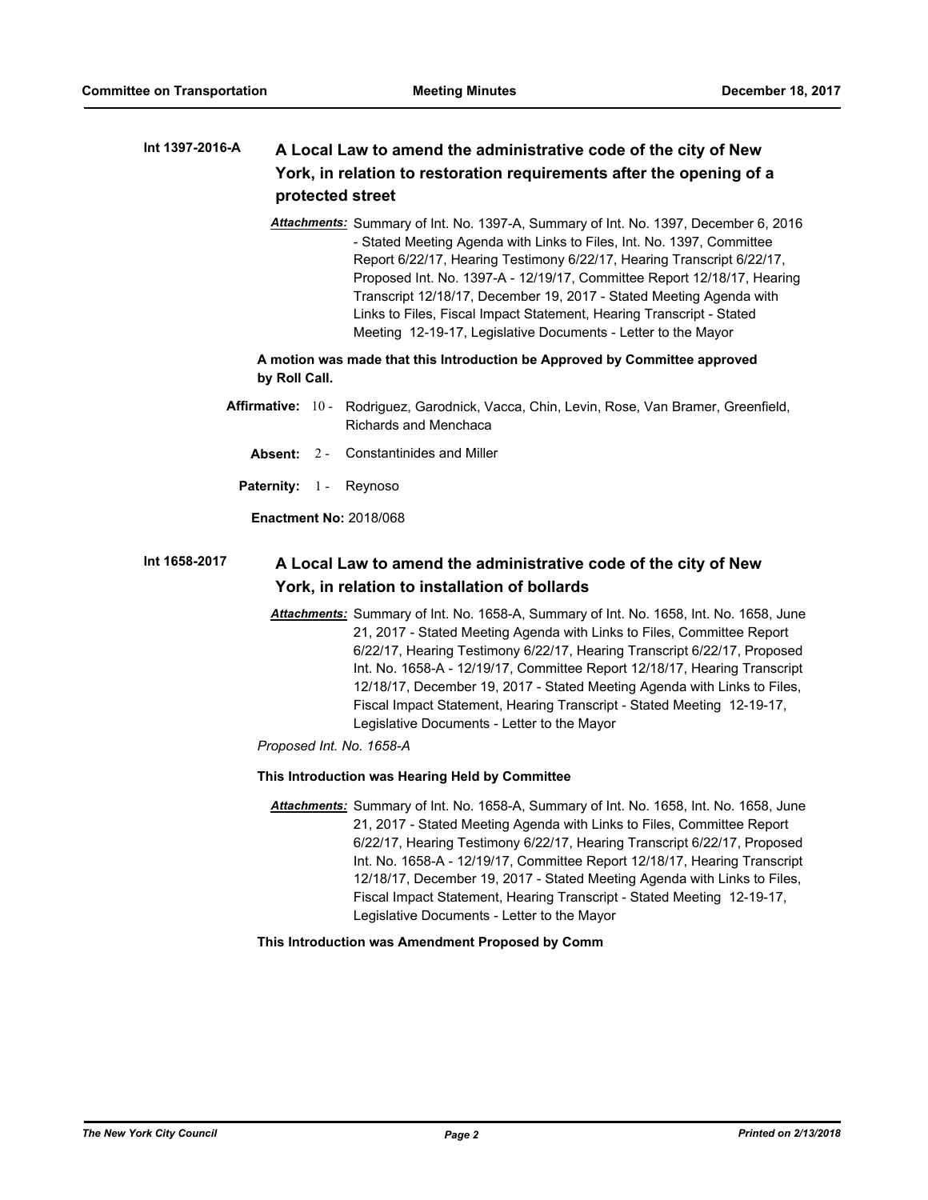**Int 1397-2016-A**

### A Local Law to amend the administrative code of the city of New York, in relation to restoration requirements after the opening of a protected street

***Attachments:*** Summary of Int. No. 1397-A, Summary of Int. No. 1397, December 6, 2016 - Stated Meeting Agenda with Links to Files, Int. No. 1397, Committee Report 6/22/17, Hearing Testimony 6/22/17, Hearing Transcript 6/22/17, Proposed Int. No. 1397-A - 12/19/17, Committee Report 12/18/17, Hearing Transcript 12/18/17, December 19, 2017 - Stated Meeting Agenda with Links to Files, Fiscal Impact Statement, Hearing Transcript - Stated Meeting 12-19-17, Legislative Documents - Letter to the Mayor

**A motion was made that this Introduction be Approved by Committee approved by Roll Call.**

**Affirmative:** 10 - Rodriguez, Garodnick, Vacca, Chin, Levin, Rose, Van Bramer, Greenfield, Richards and Menchaca

**Absent:** 2 - Constantinides and Miller

**Paternity:** 1 - Reynoso

**Enactment No:** 2018/068

**Int 1658-2017**

### A Local Law to amend the administrative code of the city of New York, in relation to installation of bollards

***Attachments:*** Summary of Int. No. 1658-A, Summary of Int. No. 1658, Int. No. 1658, June 21, 2017 - Stated Meeting Agenda with Links to Files, Committee Report 6/22/17, Hearing Testimony 6/22/17, Hearing Transcript 6/22/17, Proposed Int. No. 1658-A - 12/19/17, Committee Report 12/18/17, Hearing Transcript 12/18/17, December 19, 2017 - Stated Meeting Agenda with Links to Files, Fiscal Impact Statement, Hearing Transcript - Stated Meeting 12-19-17, Legislative Documents - Letter to the Mayor

*Proposed Int. No. 1658-A*

**This Introduction was Hearing Held by Committee**

***Attachments:*** Summary of Int. No. 1658-A, Summary of Int. No. 1658, Int. No. 1658, June 21, 2017 - Stated Meeting Agenda with Links to Files, Committee Report 6/22/17, Hearing Testimony 6/22/17, Hearing Transcript 6/22/17, Proposed Int. No. 1658-A - 12/19/17, Committee Report 12/18/17, Hearing Transcript 12/18/17, December 19, 2017 - Stated Meeting Agenda with Links to Files, Fiscal Impact Statement, Hearing Transcript - Stated Meeting 12-19-17, Legislative Documents - Letter to the Mayor

**This Introduction was Amendment Proposed by Comm**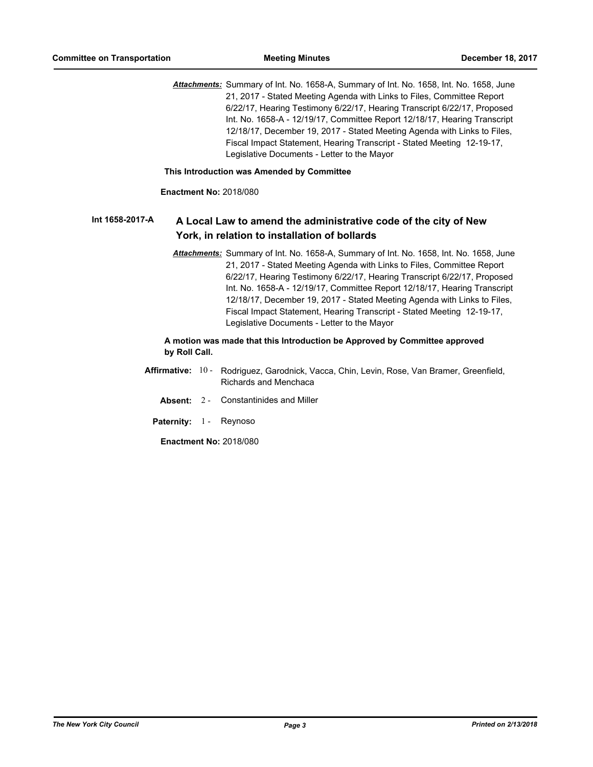***Attachments:*** Summary of Int. No. 1658-A, Summary of Int. No. 1658, Int. No. 1658, June 21, 2017 - Stated Meeting Agenda with Links to Files, Committee Report 6/22/17, Hearing Testimony 6/22/17, Hearing Transcript 6/22/17, Proposed Int. No. 1658-A - 12/19/17, Committee Report 12/18/17, Hearing Transcript 12/18/17, December 19, 2017 - Stated Meeting Agenda with Links to Files, Fiscal Impact Statement, Hearing Transcript - Stated Meeting 12-19-17, Legislative Documents - Letter to the Mayor

**This Introduction was Amended by Committee**

**Enactment No:** 2018/080

**Int 1658-2017-A**

## A Local Law to amend the administrative code of the city of New York, in relation to installation of bollards

***Attachments:*** Summary of Int. No. 1658-A, Summary of Int. No. 1658, Int. No. 1658, June 21, 2017 - Stated Meeting Agenda with Links to Files, Committee Report 6/22/17, Hearing Testimony 6/22/17, Hearing Transcript 6/22/17, Proposed Int. No. 1658-A - 12/19/17, Committee Report 12/18/17, Hearing Transcript 12/18/17, December 19, 2017 - Stated Meeting Agenda with Links to Files, Fiscal Impact Statement, Hearing Transcript - Stated Meeting 12-19-17, Legislative Documents - Letter to the Mayor

**A motion was made that this Introduction be Approved by Committee approved by Roll Call.**

**Affirmative:** 10 - Rodriguez, Garodnick, Vacca, Chin, Levin, Rose, Van Bramer, Greenfield, Richards and Menchaca

**Absent:** 2 - Constantinides and Miller

**Paternity:** 1 - Reynoso

**Enactment No:** 2018/080